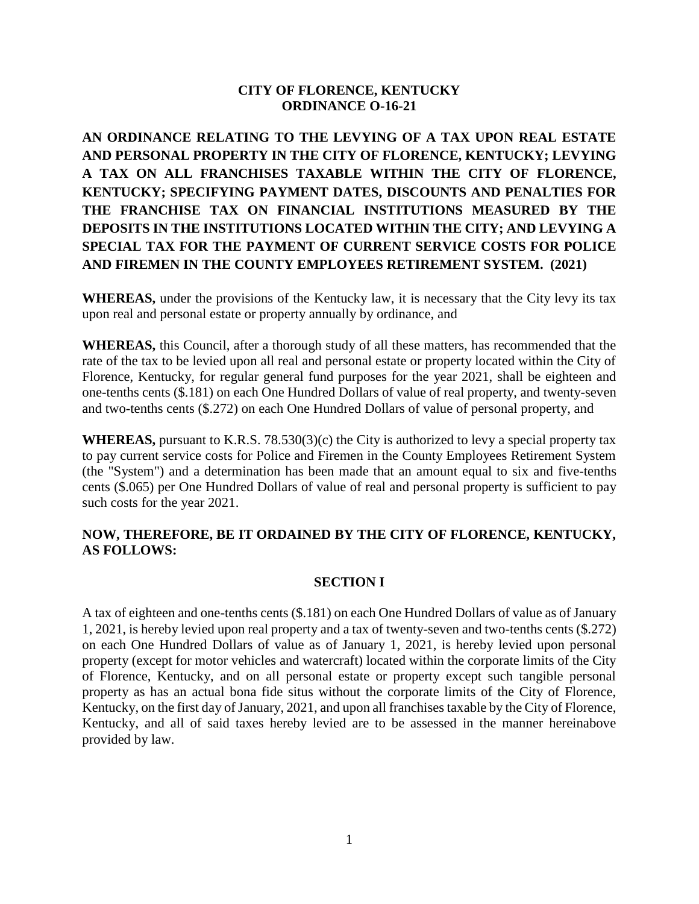**CITY OF FLORENCE, KENTUCKY**
**ORDINANCE O-16-21**

**AN ORDINANCE RELATING TO THE LEVYING OF A TAX UPON REAL ESTATE AND PERSONAL PROPERTY IN THE CITY OF FLORENCE, KENTUCKY; LEVYING A TAX ON ALL FRANCHISES TAXABLE WITHIN THE CITY OF FLORENCE, KENTUCKY; SPECIFYING PAYMENT DATES, DISCOUNTS AND PENALTIES FOR THE FRANCHISE TAX ON FINANCIAL INSTITUTIONS MEASURED BY THE DEPOSITS IN THE INSTITUTIONS LOCATED WITHIN THE CITY; AND LEVYING A SPECIAL TAX FOR THE PAYMENT OF CURRENT SERVICE COSTS FOR POLICE AND FIREMEN IN THE COUNTY EMPLOYEES RETIREMENT SYSTEM. (2021)**

**WHEREAS,** under the provisions of the Kentucky law, it is necessary that the City levy its tax upon real and personal estate or property annually by ordinance, and

**WHEREAS,** this Council, after a thorough study of all these matters, has recommended that the rate of the tax to be levied upon all real and personal estate or property located within the City of Florence, Kentucky, for regular general fund purposes for the year 2021, shall be eighteen and one-tenths cents ($.181) on each One Hundred Dollars of value of real property, and twenty-seven and two-tenths cents ($.272) on each One Hundred Dollars of value of personal property, and

**WHEREAS,** pursuant to K.R.S. 78.530(3)(c) the City is authorized to levy a special property tax to pay current service costs for Police and Firemen in the County Employees Retirement System (the "System") and a determination has been made that an amount equal to six and five-tenths cents ($.065) per One Hundred Dollars of value of real and personal property is sufficient to pay such costs for the year 2021.

**NOW, THEREFORE, BE IT ORDAINED BY THE CITY OF FLORENCE, KENTUCKY, AS FOLLOWS:**

## SECTION I

A tax of eighteen and one-tenths cents ($.181) on each One Hundred Dollars of value as of January 1, 2021, is hereby levied upon real property and a tax of twenty-seven and two-tenths cents ($.272) on each One Hundred Dollars of value as of January 1, 2021, is hereby levied upon personal property (except for motor vehicles and watercraft) located within the corporate limits of the City of Florence, Kentucky, and on all personal estate or property except such tangible personal property as has an actual bona fide situs without the corporate limits of the City of Florence, Kentucky, on the first day of January, 2021, and upon all franchises taxable by the City of Florence, Kentucky, and all of said taxes hereby levied are to be assessed in the manner hereinabove provided by law.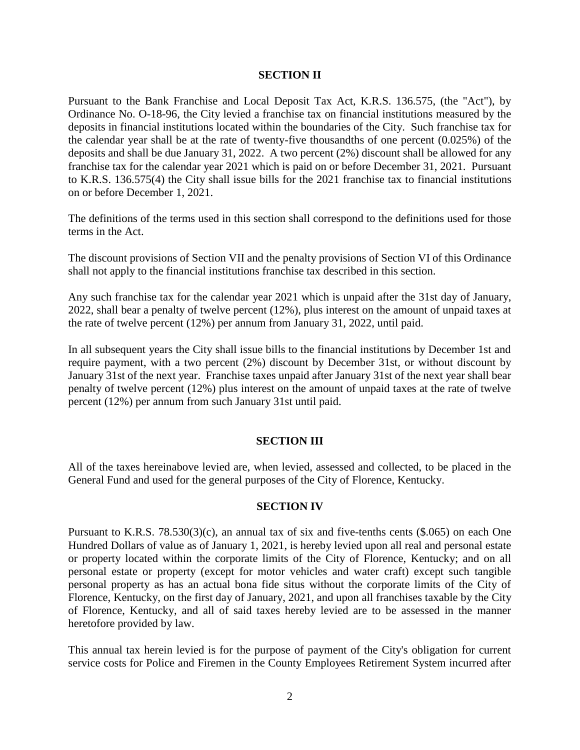## SECTION II

Pursuant to the Bank Franchise and Local Deposit Tax Act, K.R.S. 136.575, (the "Act"), by Ordinance No. O-18-96, the City levied a franchise tax on financial institutions measured by the deposits in financial institutions located within the boundaries of the City. Such franchise tax for the calendar year shall be at the rate of twenty-five thousandths of one percent (0.025%) of the deposits and shall be due January 31, 2022. A two percent (2%) discount shall be allowed for any franchise tax for the calendar year 2021 which is paid on or before December 31, 2021. Pursuant to K.R.S. 136.575(4) the City shall issue bills for the 2021 franchise tax to financial institutions on or before December 1, 2021.

The definitions of the terms used in this section shall correspond to the definitions used for those terms in the Act.

The discount provisions of Section VII and the penalty provisions of Section VI of this Ordinance shall not apply to the financial institutions franchise tax described in this section.

Any such franchise tax for the calendar year 2021 which is unpaid after the 31st day of January, 2022, shall bear a penalty of twelve percent (12%), plus interest on the amount of unpaid taxes at the rate of twelve percent (12%) per annum from January 31, 2022, until paid.

In all subsequent years the City shall issue bills to the financial institutions by December 1st and require payment, with a two percent (2%) discount by December 31st, or without discount by January 31st of the next year. Franchise taxes unpaid after January 31st of the next year shall bear penalty of twelve percent (12%) plus interest on the amount of unpaid taxes at the rate of twelve percent (12%) per annum from such January 31st until paid.

## SECTION III

All of the taxes hereinabove levied are, when levied, assessed and collected, to be placed in the General Fund and used for the general purposes of the City of Florence, Kentucky.

## SECTION IV

Pursuant to K.R.S. 78.530(3)(c), an annual tax of six and five-tenths cents ($.065) on each One Hundred Dollars of value as of January 1, 2021, is hereby levied upon all real and personal estate or property located within the corporate limits of the City of Florence, Kentucky; and on all personal estate or property (except for motor vehicles and water craft) except such tangible personal property as has an actual bona fide situs without the corporate limits of the City of Florence, Kentucky, on the first day of January, 2021, and upon all franchises taxable by the City of Florence, Kentucky, and all of said taxes hereby levied are to be assessed in the manner heretofore provided by law.

This annual tax herein levied is for the purpose of payment of the City's obligation for current service costs for Police and Firemen in the County Employees Retirement System incurred after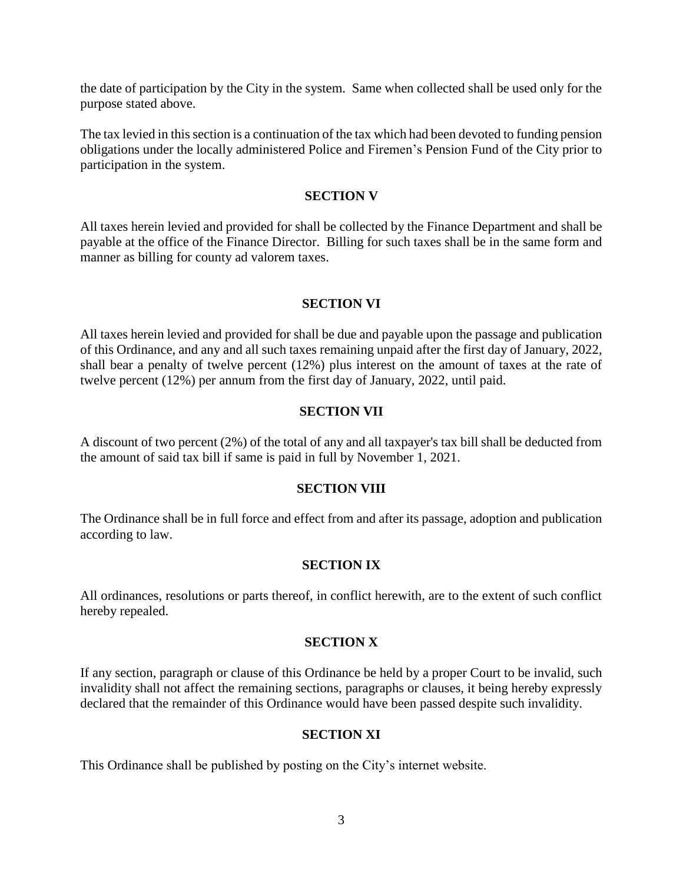the date of participation by the City in the system. Same when collected shall be used only for the purpose stated above.

The tax levied in this section is a continuation of the tax which had been devoted to funding pension obligations under the locally administered Police and Firemen's Pension Fund of the City prior to participation in the system.

**SECTION V**

All taxes herein levied and provided for shall be collected by the Finance Department and shall be payable at the office of the Finance Director. Billing for such taxes shall be in the same form and manner as billing for county ad valorem taxes.

**SECTION VI**

All taxes herein levied and provided for shall be due and payable upon the passage and publication of this Ordinance, and any and all such taxes remaining unpaid after the first day of January, 2022, shall bear a penalty of twelve percent (12%) plus interest on the amount of taxes at the rate of twelve percent (12%) per annum from the first day of January, 2022, until paid.

**SECTION VII**

A discount of two percent (2%) of the total of any and all taxpayer's tax bill shall be deducted from the amount of said tax bill if same is paid in full by November 1, 2021.

**SECTION VIII**

The Ordinance shall be in full force and effect from and after its passage, adoption and publication according to law.

**SECTION IX**

All ordinances, resolutions or parts thereof, in conflict herewith, are to the extent of such conflict hereby repealed.

**SECTION X**

If any section, paragraph or clause of this Ordinance be held by a proper Court to be invalid, such invalidity shall not affect the remaining sections, paragraphs or clauses, it being hereby expressly declared that the remainder of this Ordinance would have been passed despite such invalidity.

**SECTION XI**

This Ordinance shall be published by posting on the City's internet website.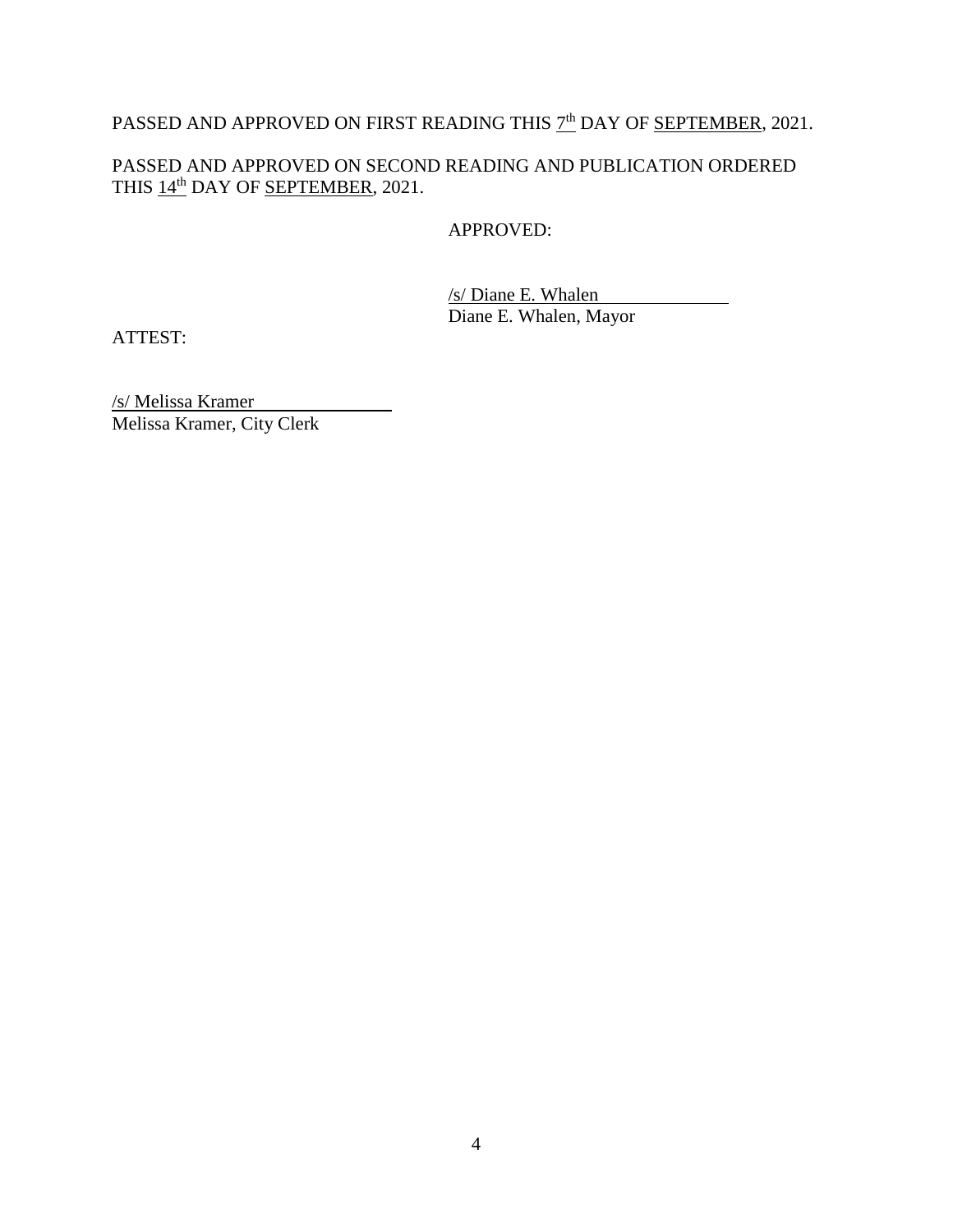PASSED AND APPROVED ON FIRST READING THIS 7th DAY OF SEPTEMBER, 2021.

PASSED AND APPROVED ON SECOND READING AND PUBLICATION ORDERED THIS 14th DAY OF SEPTEMBER, 2021.

APPROVED:

/s/ Diane E. Whalen
Diane E. Whalen, Mayor

ATTEST:

/s/ Melissa Kramer
Melissa Kramer, City Clerk